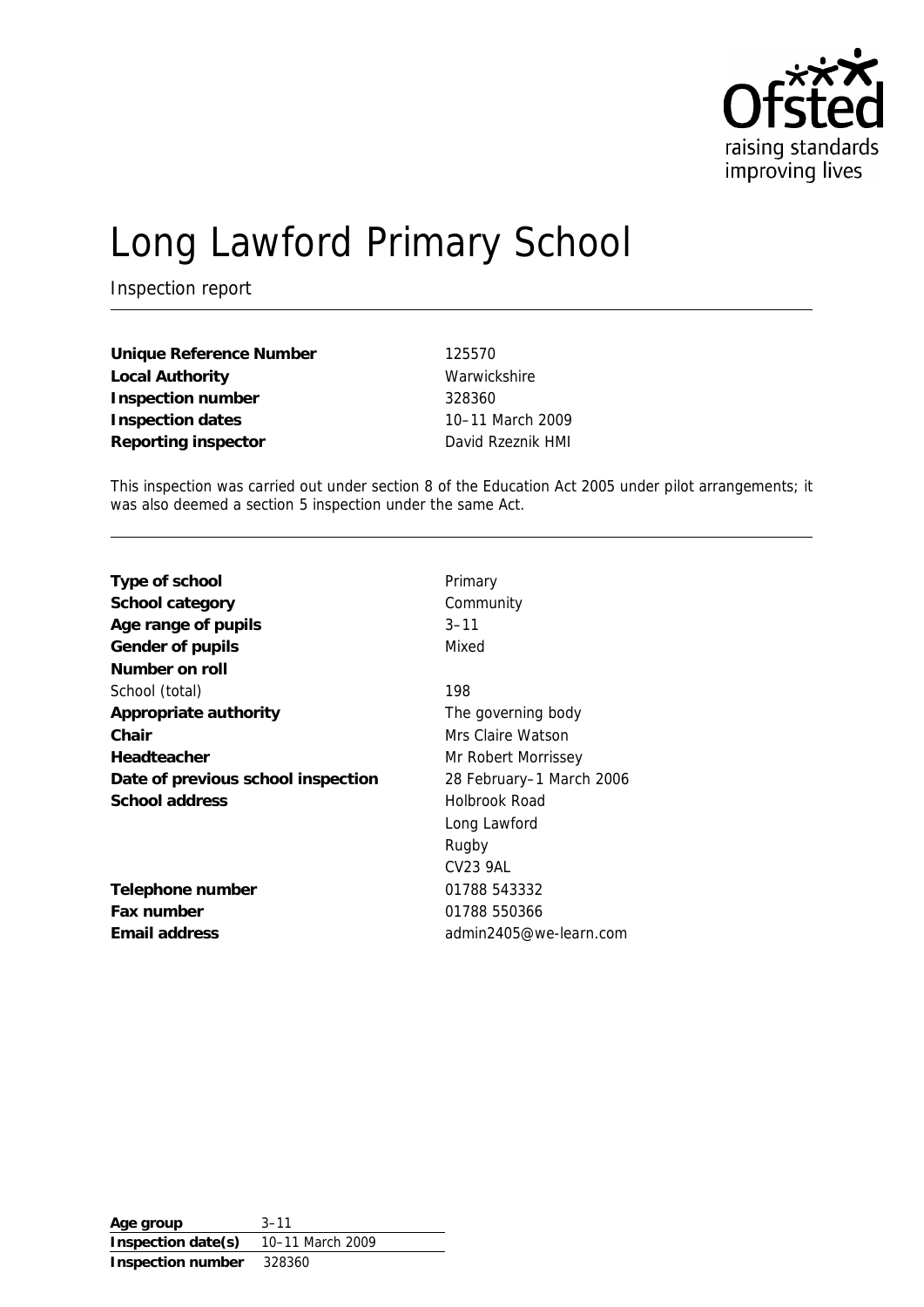Ofsted
raising standards
improving lives

# Long Lawford Primary School

Inspection report

| | |
|---|---|
| **Unique Reference Number** | 125570 |
| **Local Authority** | Warwickshire |
| **Inspection number** | 328360 |
| **Inspection dates** | 10–11 March 2009 |
| **Reporting inspector** | David Rzeznik HMI |

This inspection was carried out under section 8 of the Education Act 2005 under pilot arrangements; it was also deemed a section 5 inspection under the same Act.

| | |
|---|---|
| **Type of school** | Primary |
| **School category** | Community |
| **Age range of pupils** | 3–11 |
| **Gender of pupils** | Mixed |
| **Number on roll** | |
| School (total) | 198 |
| **Appropriate authority** | The governing body |
| **Chair** | Mrs Claire Watson |
| **Headteacher** | Mr Robert Morrissey |
| **Date of previous school inspection** | 28 February–1 March 2006 |
| **School address** | Holbrook Road<br>Long Lawford<br>Rugby<br>CV23 9AL |
| **Telephone number** | 01788 543332 |
| **Fax number** | 01788 550366 |
| **Email address** | admin2405@we-learn.com |

| | |
|---|---|
| **Age group** | 3–11 |
| **Inspection date(s)** | 10–11 March 2009 |
| **Inspection number** | 328360 |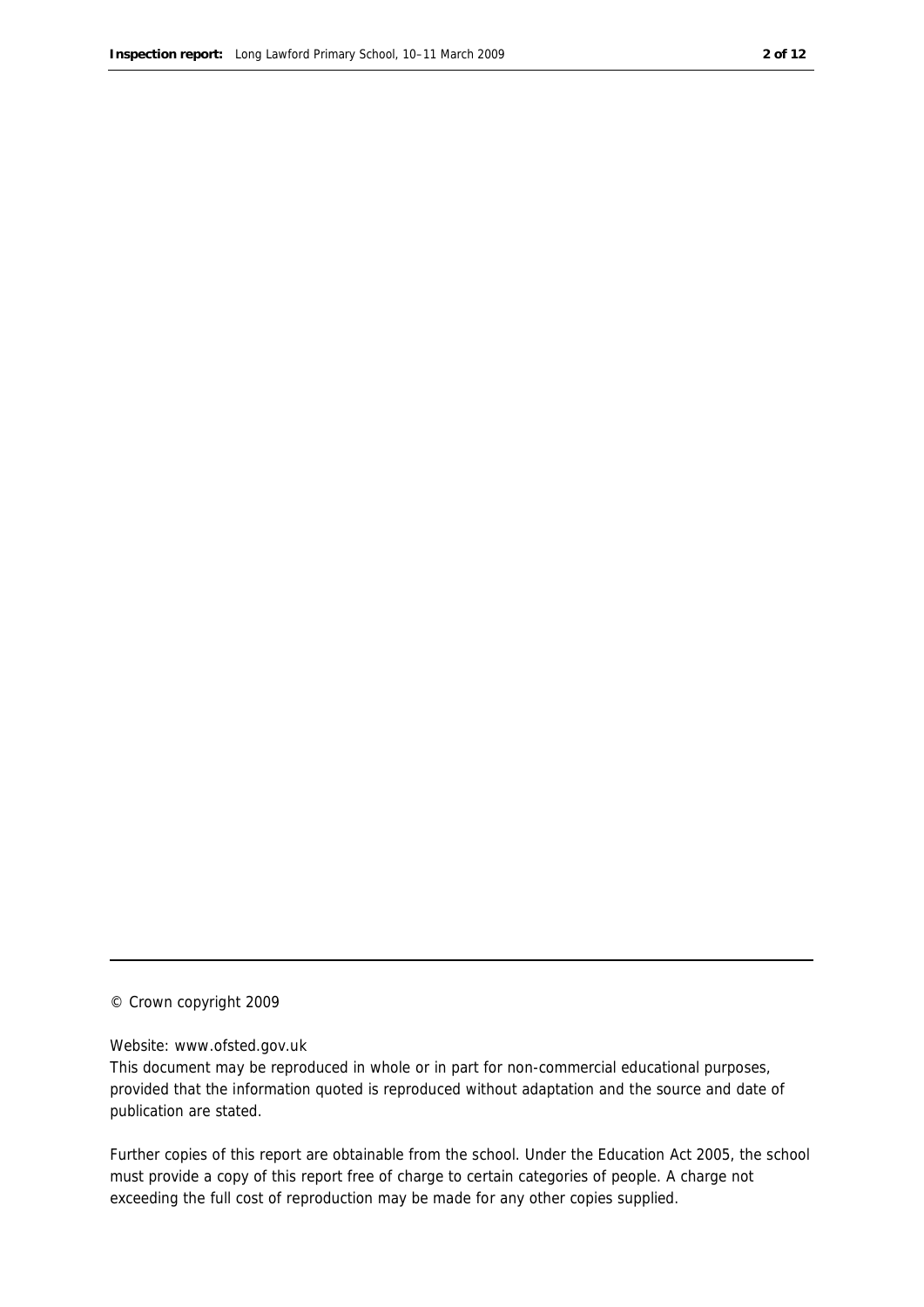© Crown copyright 2009

Website: www.ofsted.gov.uk

This document may be reproduced in whole or in part for non-commercial educational purposes, provided that the information quoted is reproduced without adaptation and the source and date of publication are stated.

Further copies of this report are obtainable from the school. Under the Education Act 2005, the school must provide a copy of this report free of charge to certain categories of people. A charge not exceeding the full cost of reproduction may be made for any other copies supplied.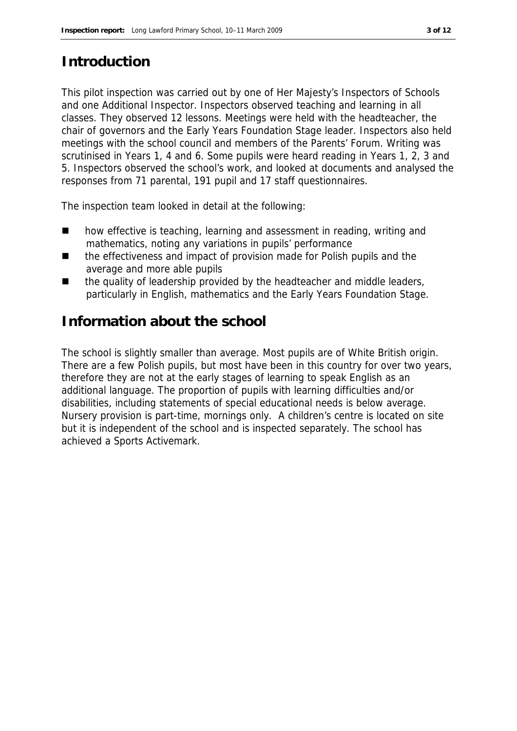## Introduction

This pilot inspection was carried out by one of Her Majesty's Inspectors of Schools and one Additional Inspector. Inspectors observed teaching and learning in all classes. They observed 12 lessons. Meetings were held with the headteacher, the chair of governors and the Early Years Foundation Stage leader. Inspectors also held meetings with the school council and members of the Parents' Forum. Writing was scrutinised in Years 1, 4 and 6. Some pupils were heard reading in Years 1, 2, 3 and 5. Inspectors observed the school's work, and looked at documents and analysed the responses from 71 parental, 191 pupil and 17 staff questionnaires.

The inspection team looked in detail at the following:

- how effective is teaching, learning and assessment in reading, writing and mathematics, noting any variations in pupils' performance
- the effectiveness and impact of provision made for Polish pupils and the average and more able pupils
- the quality of leadership provided by the headteacher and middle leaders, particularly in English, mathematics and the Early Years Foundation Stage.

## Information about the school

The school is slightly smaller than average. Most pupils are of White British origin. There are a few Polish pupils, but most have been in this country for over two years, therefore they are not at the early stages of learning to speak English as an additional language. The proportion of pupils with learning difficulties and/or disabilities, including statements of special educational needs is below average. Nursery provision is part-time, mornings only. A children's centre is located on site but it is independent of the school and is inspected separately. The school has achieved a Sports Activemark.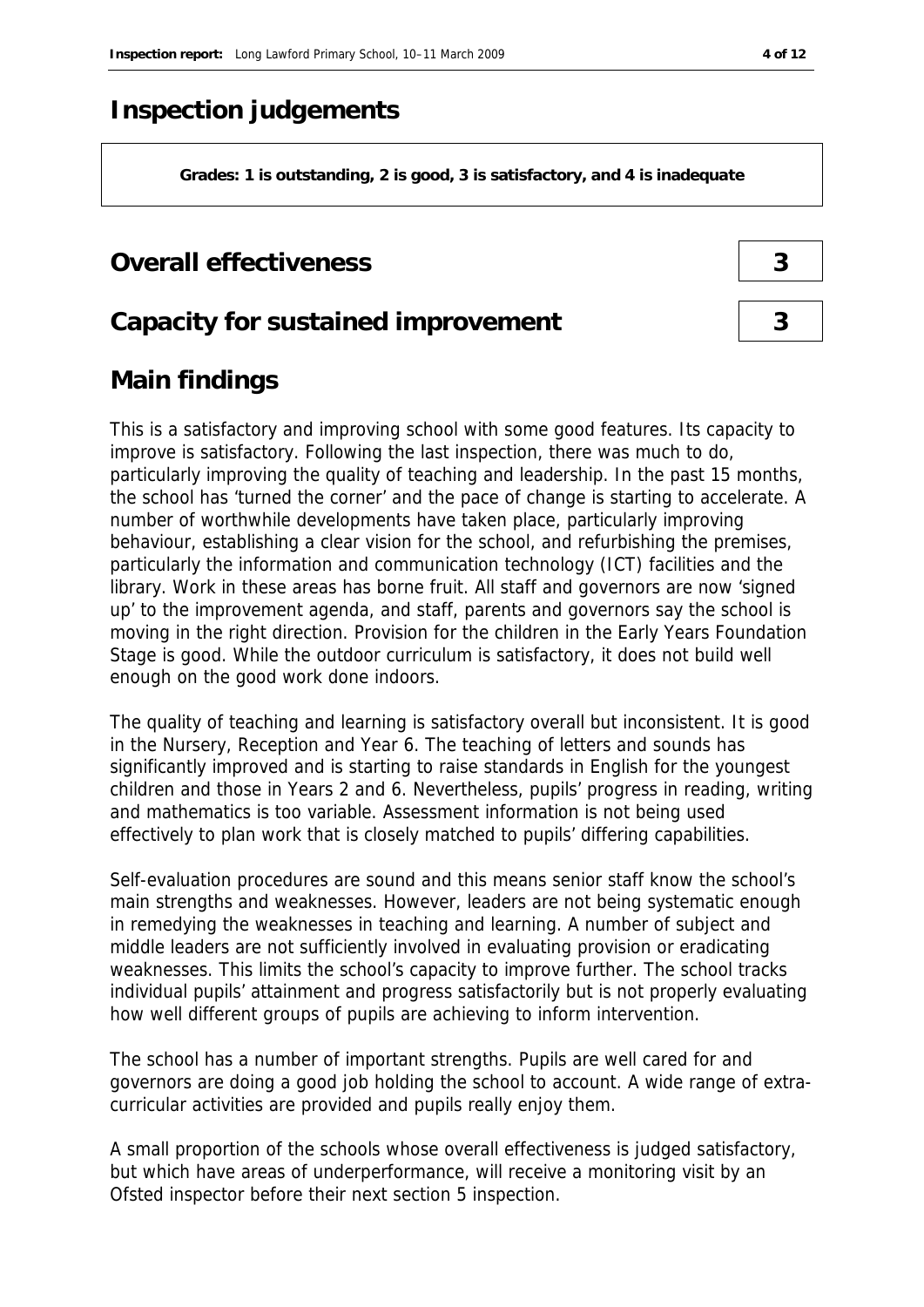# Inspection judgements

**Grades: 1 is outstanding, 2 is good, 3 is satisfactory, and 4 is inadequate**

## Overall effectiveness — 3

## Capacity for sustained improvement — 3

## Main findings

This is a satisfactory and improving school with some good features. Its capacity to improve is satisfactory. Following the last inspection, there was much to do, particularly improving the quality of teaching and leadership. In the past 15 months, the school has 'turned the corner' and the pace of change is starting to accelerate. A number of worthwhile developments have taken place, particularly improving behaviour, establishing a clear vision for the school, and refurbishing the premises, particularly the information and communication technology (ICT) facilities and the library. Work in these areas has borne fruit. All staff and governors are now 'signed up' to the improvement agenda, and staff, parents and governors say the school is moving in the right direction. Provision for the children in the Early Years Foundation Stage is good. While the outdoor curriculum is satisfactory, it does not build well enough on the good work done indoors.

The quality of teaching and learning is satisfactory overall but inconsistent. It is good in the Nursery, Reception and Year 6. The teaching of letters and sounds has significantly improved and is starting to raise standards in English for the youngest children and those in Years 2 and 6. Nevertheless, pupils' progress in reading, writing and mathematics is too variable. Assessment information is not being used effectively to plan work that is closely matched to pupils' differing capabilities.

Self-evaluation procedures are sound and this means senior staff know the school's main strengths and weaknesses. However, leaders are not being systematic enough in remedying the weaknesses in teaching and learning. A number of subject and middle leaders are not sufficiently involved in evaluating provision or eradicating weaknesses. This limits the school's capacity to improve further. The school tracks individual pupils' attainment and progress satisfactorily but is not properly evaluating how well different groups of pupils are achieving to inform intervention.

The school has a number of important strengths. Pupils are well cared for and governors are doing a good job holding the school to account. A wide range of extra-curricular activities are provided and pupils really enjoy them.

A small proportion of the schools whose overall effectiveness is judged satisfactory, but which have areas of underperformance, will receive a monitoring visit by an Ofsted inspector before their next section 5 inspection.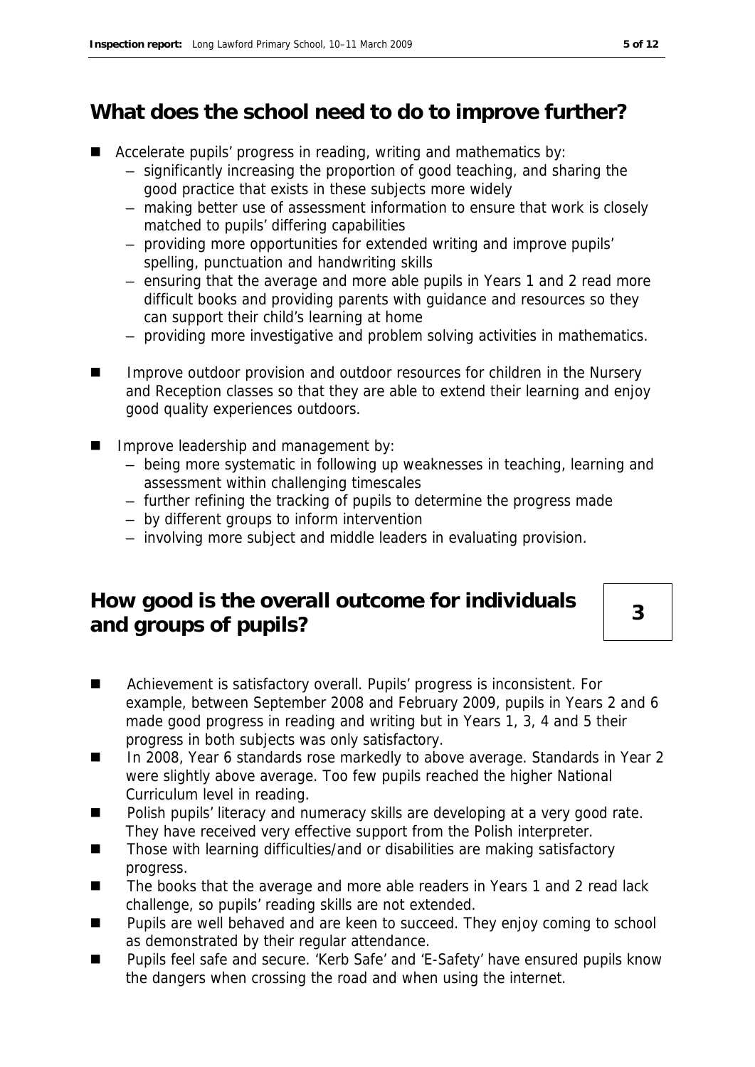## What does the school need to do to improve further?

- Accelerate pupils' progress in reading, writing and mathematics by:
  - significantly increasing the proportion of good teaching, and sharing the good practice that exists in these subjects more widely
  - making better use of assessment information to ensure that work is closely matched to pupils' differing capabilities
  - providing more opportunities for extended writing and improve pupils' spelling, punctuation and handwriting skills
  - ensuring that the average and more able pupils in Years 1 and 2 read more difficult books and providing parents with guidance and resources so they can support their child's learning at home
  - providing more investigative and problem solving activities in mathematics.
- Improve outdoor provision and outdoor resources for children in the Nursery and Reception classes so that they are able to extend their learning and enjoy good quality experiences outdoors.
- Improve leadership and management by:
  - being more systematic in following up weaknesses in teaching, learning and assessment within challenging timescales
  - further refining the tracking of pupils to determine the progress made
  - by different groups to inform intervention
  - involving more subject and middle leaders in evaluating provision.

## How good is the overall outcome for individuals and groups of pupils?

**3**

- Achievement is satisfactory overall. Pupils' progress is inconsistent. For example, between September 2008 and February 2009, pupils in Years 2 and 6 made good progress in reading and writing but in Years 1, 3, 4 and 5 their progress in both subjects was only satisfactory.
- In 2008, Year 6 standards rose markedly to above average. Standards in Year 2 were slightly above average. Too few pupils reached the higher National Curriculum level in reading.
- Polish pupils' literacy and numeracy skills are developing at a very good rate. They have received very effective support from the Polish interpreter.
- Those with learning difficulties/and or disabilities are making satisfactory progress.
- The books that the average and more able readers in Years 1 and 2 read lack challenge, so pupils' reading skills are not extended.
- Pupils are well behaved and are keen to succeed. They enjoy coming to school as demonstrated by their regular attendance.
- Pupils feel safe and secure. 'Kerb Safe' and 'E-Safety' have ensured pupils know the dangers when crossing the road and when using the internet.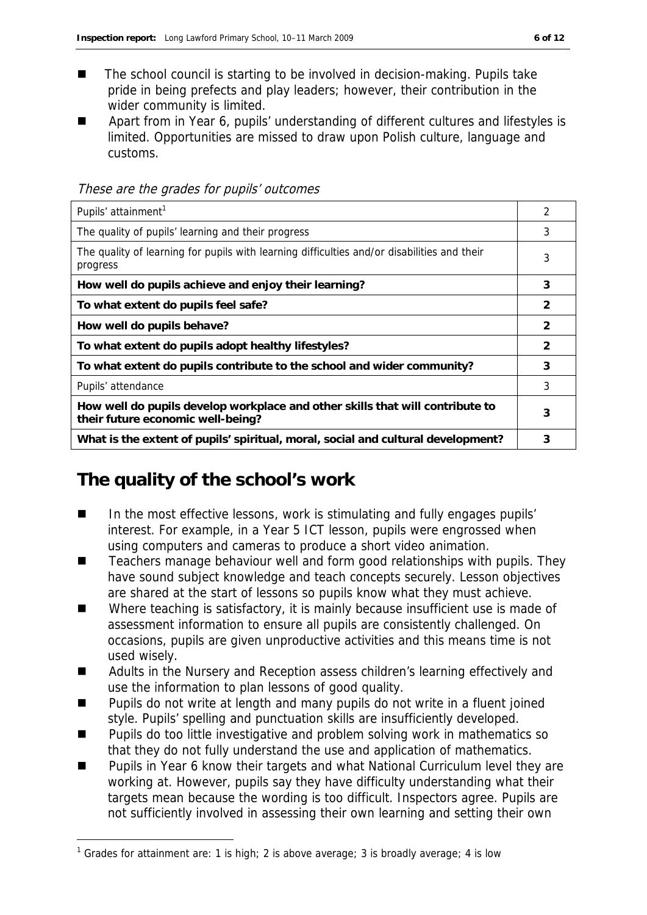- The school council is starting to be involved in decision-making. Pupils take pride in being prefects and play leaders; however, their contribution in the wider community is limited.
- Apart from in Year 6, pupils' understanding of different cultures and lifestyles is limited. Opportunities are missed to draw upon Polish culture, language and customs.

*These are the grades for pupils' outcomes*

| | |
|---|---|
| Pupils' attainment[1] | 2 |
| The quality of pupils' learning and their progress | 3 |
| The quality of learning for pupils with learning difficulties and/or disabilities and their progress | 3 |
| **How well do pupils achieve and enjoy their learning?** | **3** |
| **To what extent do pupils feel safe?** | **2** |
| **How well do pupils behave?** | **2** |
| **To what extent do pupils adopt healthy lifestyles?** | **2** |
| **To what extent do pupils contribute to the school and wider community?** | **3** |
| Pupils' attendance | 3 |
| **How well do pupils develop workplace and other skills that will contribute to their future economic well-being?** | **3** |
| **What is the extent of pupils' spiritual, moral, social and cultural development?** | **3** |

## The quality of the school's work

- In the most effective lessons, work is stimulating and fully engages pupils' interest. For example, in a Year 5 ICT lesson, pupils were engrossed when using computers and cameras to produce a short video animation.
- Teachers manage behaviour well and form good relationships with pupils. They have sound subject knowledge and teach concepts securely. Lesson objectives are shared at the start of lessons so pupils know what they must achieve.
- Where teaching is satisfactory, it is mainly because insufficient use is made of assessment information to ensure all pupils are consistently challenged. On occasions, pupils are given unproductive activities and this means time is not used wisely.
- Adults in the Nursery and Reception assess children's learning effectively and use the information to plan lessons of good quality.
- Pupils do not write at length and many pupils do not write in a fluent joined style. Pupils' spelling and punctuation skills are insufficiently developed.
- Pupils do too little investigative and problem solving work in mathematics so that they do not fully understand the use and application of mathematics.
- Pupils in Year 6 know their targets and what National Curriculum level they are working at. However, pupils say they have difficulty understanding what their targets mean because the wording is too difficult. Inspectors agree. Pupils are not sufficiently involved in assessing their own learning and setting their own

[1] Grades for attainment are: 1 is high; 2 is above average; 3 is broadly average; 4 is low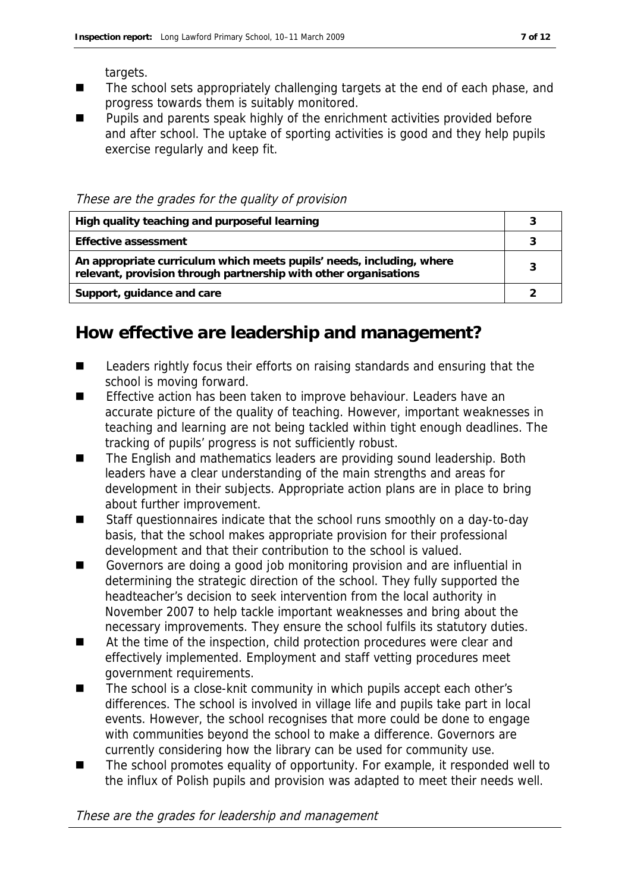targets.

- The school sets appropriately challenging targets at the end of each phase, and progress towards them is suitably monitored.
- Pupils and parents speak highly of the enrichment activities provided before and after school. The uptake of sporting activities is good and they help pupils exercise regularly and keep fit.

*These are the grades for the quality of provision*

| | |
|---|---|
| **High quality teaching and purposeful learning** | 3 |
| **Effective assessment** | 3 |
| **An appropriate curriculum which meets pupils' needs, including, where relevant, provision through partnership with other organisations** | 3 |
| **Support, guidance and care** | 2 |

## How effective are leadership and management?

- Leaders rightly focus their efforts on raising standards and ensuring that the school is moving forward.
- Effective action has been taken to improve behaviour. Leaders have an accurate picture of the quality of teaching. However, important weaknesses in teaching and learning are not being tackled within tight enough deadlines. The tracking of pupils' progress is not sufficiently robust.
- The English and mathematics leaders are providing sound leadership. Both leaders have a clear understanding of the main strengths and areas for development in their subjects. Appropriate action plans are in place to bring about further improvement.
- Staff questionnaires indicate that the school runs smoothly on a day-to-day basis, that the school makes appropriate provision for their professional development and that their contribution to the school is valued.
- Governors are doing a good job monitoring provision and are influential in determining the strategic direction of the school. They fully supported the headteacher's decision to seek intervention from the local authority in November 2007 to help tackle important weaknesses and bring about the necessary improvements. They ensure the school fulfils its statutory duties.
- At the time of the inspection, child protection procedures were clear and effectively implemented. Employment and staff vetting procedures meet government requirements.
- The school is a close-knit community in which pupils accept each other's differences. The school is involved in village life and pupils take part in local events. However, the school recognises that more could be done to engage with communities beyond the school to make a difference. Governors are currently considering how the library can be used for community use.
- The school promotes equality of opportunity. For example, it responded well to the influx of Polish pupils and provision was adapted to meet their needs well.

*These are the grades for leadership and management*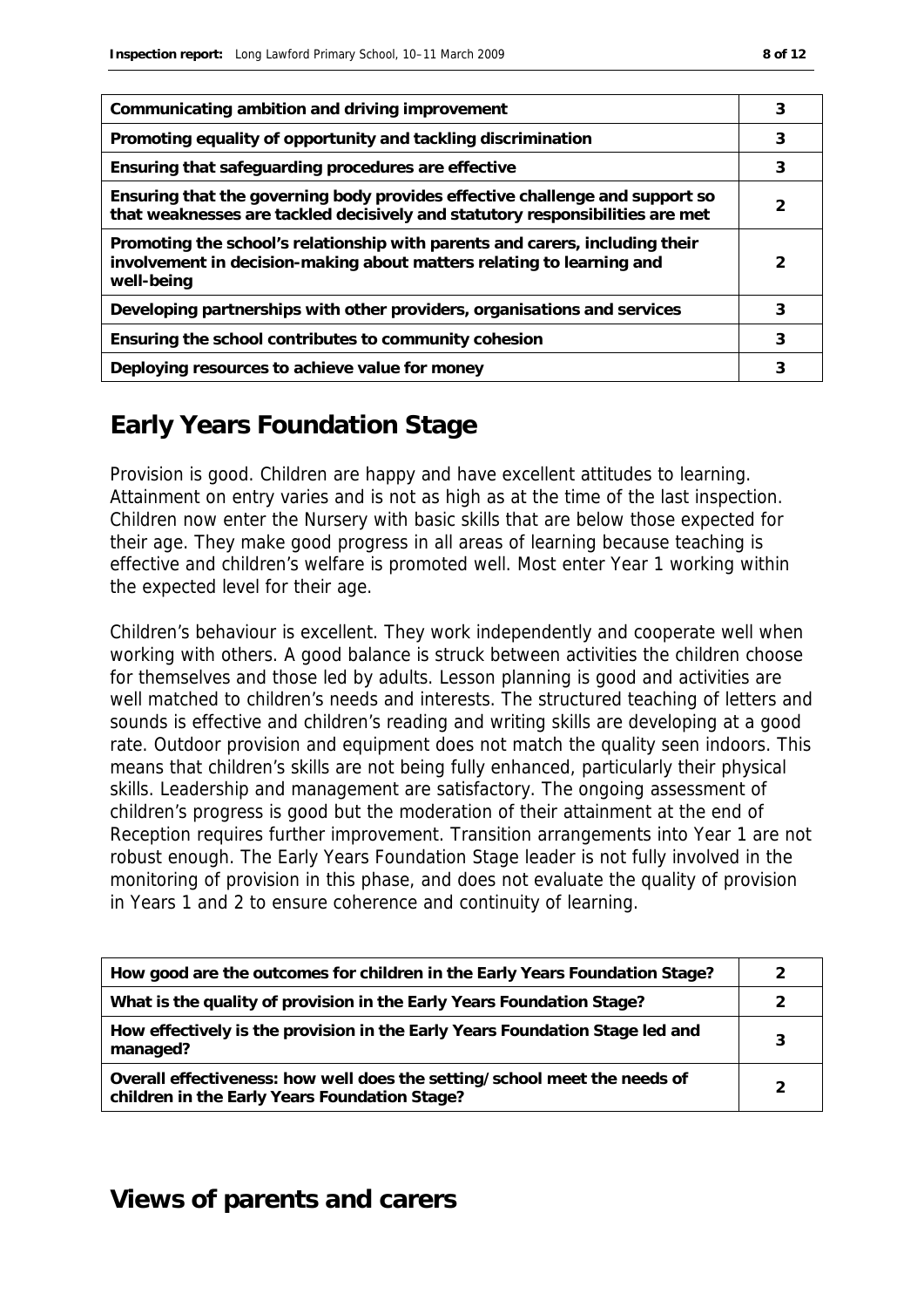| | |
|---|---|
| **Communicating ambition and driving improvement** | **3** |
| **Promoting equality of opportunity and tackling discrimination** | **3** |
| **Ensuring that safeguarding procedures are effective** | **3** |
| **Ensuring that the governing body provides effective challenge and support so that weaknesses are tackled decisively and statutory responsibilities are met** | **2** |
| **Promoting the school's relationship with parents and carers, including their involvement in decision-making about matters relating to learning and well-being** | **2** |
| **Developing partnerships with other providers, organisations and services** | **3** |
| **Ensuring the school contributes to community cohesion** | **3** |
| **Deploying resources to achieve value for money** | **3** |

## Early Years Foundation Stage

Provision is good. Children are happy and have excellent attitudes to learning. Attainment on entry varies and is not as high as at the time of the last inspection. Children now enter the Nursery with basic skills that are below those expected for their age. They make good progress in all areas of learning because teaching is effective and children's welfare is promoted well. Most enter Year 1 working within the expected level for their age.

Children's behaviour is excellent. They work independently and cooperate well when working with others. A good balance is struck between activities the children choose for themselves and those led by adults. Lesson planning is good and activities are well matched to children's needs and interests. The structured teaching of letters and sounds is effective and children's reading and writing skills are developing at a good rate. Outdoor provision and equipment does not match the quality seen indoors. This means that children's skills are not being fully enhanced, particularly their physical skills. Leadership and management are satisfactory. The ongoing assessment of children's progress is good but the moderation of their attainment at the end of Reception requires further improvement. Transition arrangements into Year 1 are not robust enough. The Early Years Foundation Stage leader is not fully involved in the monitoring of provision in this phase, and does not evaluate the quality of provision in Years 1 and 2 to ensure coherence and continuity of learning.

| | |
|---|---|
| **How good are the outcomes for children in the Early Years Foundation Stage?** | **2** |
| **What is the quality of provision in the Early Years Foundation Stage?** | **2** |
| **How effectively is the provision in the Early Years Foundation Stage led and managed?** | **3** |
| **Overall effectiveness: how well does the setting/school meet the needs of children in the Early Years Foundation Stage?** | **2** |

## Views of parents and carers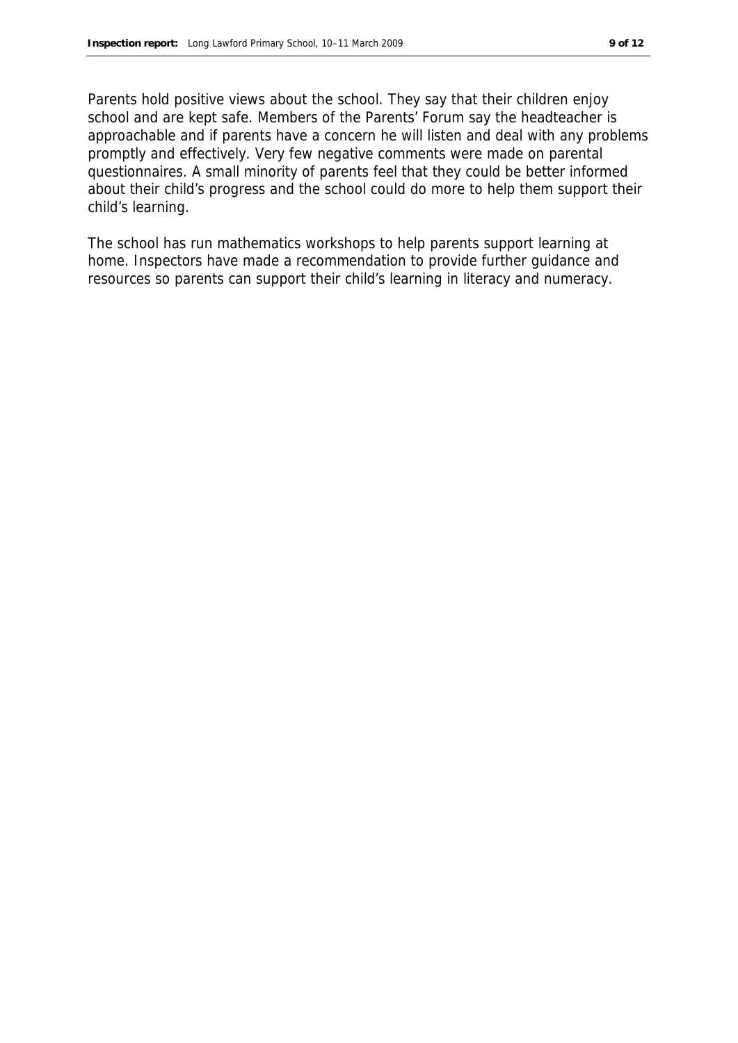Parents hold positive views about the school. They say that their children enjoy school and are kept safe. Members of the Parents' Forum say the headteacher is approachable and if parents have a concern he will listen and deal with any problems promptly and effectively. Very few negative comments were made on parental questionnaires. A small minority of parents feel that they could be better informed about their child's progress and the school could do more to help them support their child's learning.

The school has run mathematics workshops to help parents support learning at home. Inspectors have made a recommendation to provide further guidance and resources so parents can support their child's learning in literacy and numeracy.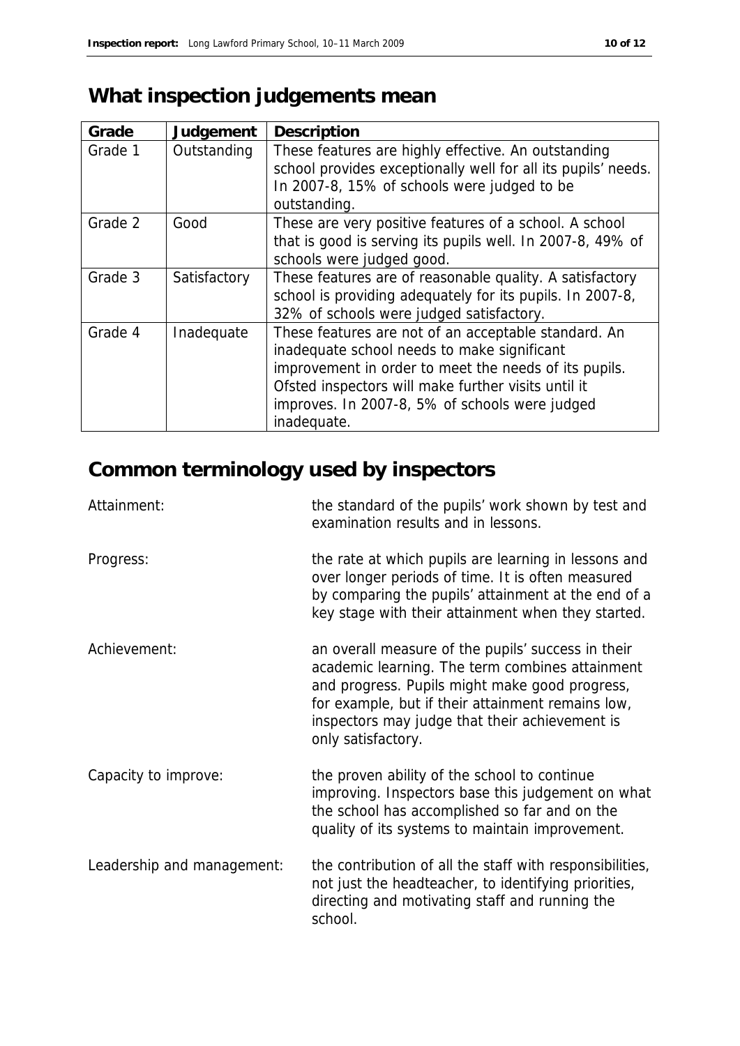## What inspection judgements mean

| Grade | Judgement | Description |
|---|---|---|
| Grade 1 | Outstanding | These features are highly effective. An outstanding school provides exceptionally well for all its pupils' needs. In 2007-8, 15% of schools were judged to be outstanding. |
| Grade 2 | Good | These are very positive features of a school. A school that is good is serving its pupils well. In 2007-8, 49% of schools were judged good. |
| Grade 3 | Satisfactory | These features are of reasonable quality. A satisfactory school is providing adequately for its pupils. In 2007-8, 32% of schools were judged satisfactory. |
| Grade 4 | Inadequate | These features are not of an acceptable standard. An inadequate school needs to make significant improvement in order to meet the needs of its pupils. Ofsted inspectors will make further visits until it improves. In 2007-8, 5% of schools were judged inadequate. |

## Common terminology used by inspectors

**Attainment:** the standard of the pupils' work shown by test and examination results and in lessons.

**Progress:** the rate at which pupils are learning in lessons and over longer periods of time. It is often measured by comparing the pupils' attainment at the end of a key stage with their attainment when they started.

**Achievement:** an overall measure of the pupils' success in their academic learning. The term combines attainment and progress. Pupils might make good progress, for example, but if their attainment remains low, inspectors may judge that their achievement is only satisfactory.

**Capacity to improve:** the proven ability of the school to continue improving. Inspectors base this judgement on what the school has accomplished so far and on the quality of its systems to maintain improvement.

**Leadership and management:** the contribution of all the staff with responsibilities, not just the headteacher, to identifying priorities, directing and motivating staff and running the school.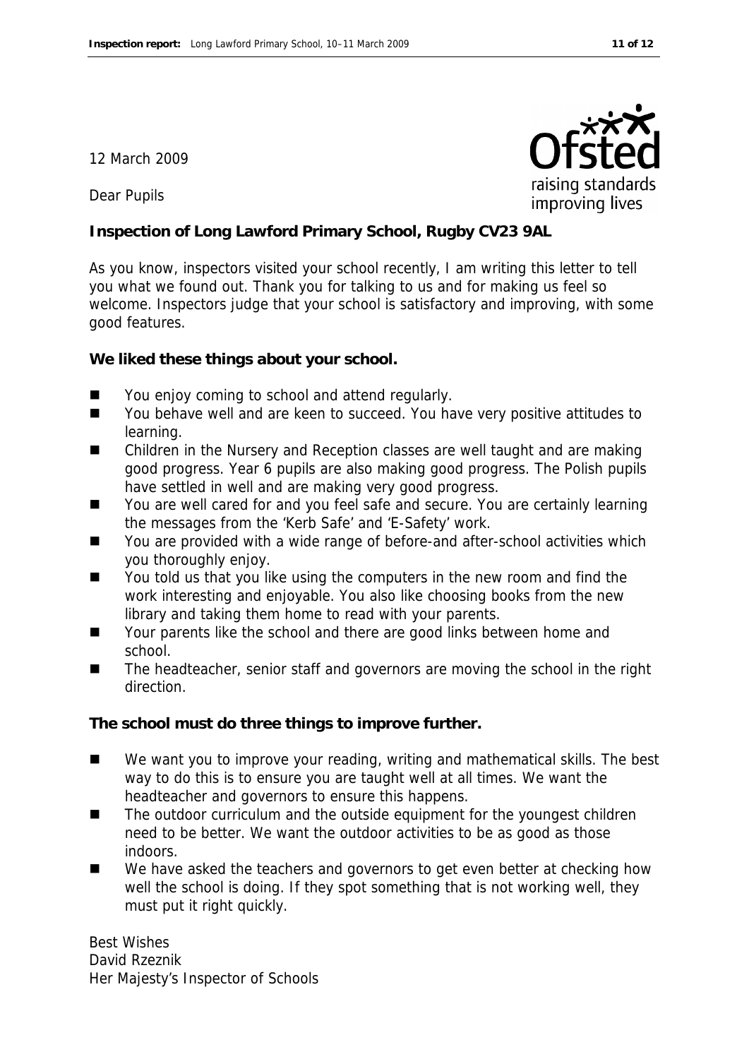12 March 2009

Dear Pupils

**Inspection of Long Lawford Primary School, Rugby CV23 9AL**

As you know, inspectors visited your school recently, I am writing this letter to tell you what we found out. Thank you for talking to us and for making us feel so welcome. Inspectors judge that your school is satisfactory and improving, with some good features.

**We liked these things about your school.**

- You enjoy coming to school and attend regularly.
- You behave well and are keen to succeed. You have very positive attitudes to learning.
- Children in the Nursery and Reception classes are well taught and are making good progress. Year 6 pupils are also making good progress. The Polish pupils have settled in well and are making very good progress.
- You are well cared for and you feel safe and secure. You are certainly learning the messages from the 'Kerb Safe' and 'E-Safety' work.
- You are provided with a wide range of before-and after-school activities which you thoroughly enjoy.
- You told us that you like using the computers in the new room and find the work interesting and enjoyable. You also like choosing books from the new library and taking them home to read with your parents.
- Your parents like the school and there are good links between home and school.
- The headteacher, senior staff and governors are moving the school in the right direction.

**The school must do three things to improve further.**

- We want you to improve your reading, writing and mathematical skills. The best way to do this is to ensure you are taught well at all times. We want the headteacher and governors to ensure this happens.
- The outdoor curriculum and the outside equipment for the youngest children need to be better. We want the outdoor activities to be as good as those indoors.
- We have asked the teachers and governors to get even better at checking how well the school is doing. If they spot something that is not working well, they must put it right quickly.

Best Wishes
David Rzeznik
Her Majesty's Inspector of Schools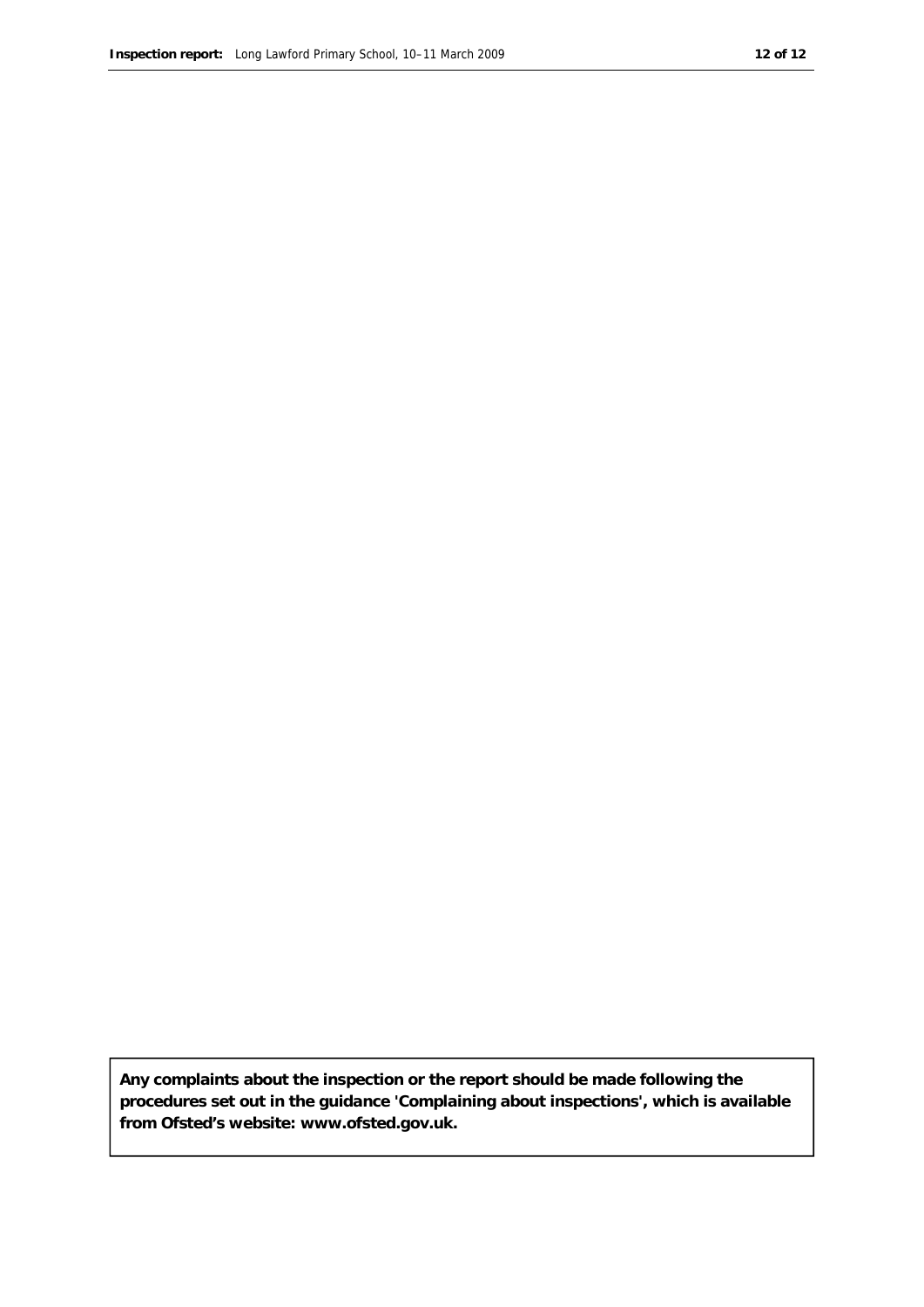**Any complaints about the inspection or the report should be made following the procedures set out in the guidance 'Complaining about inspections', which is available from Ofsted's website: www.ofsted.gov.uk.**